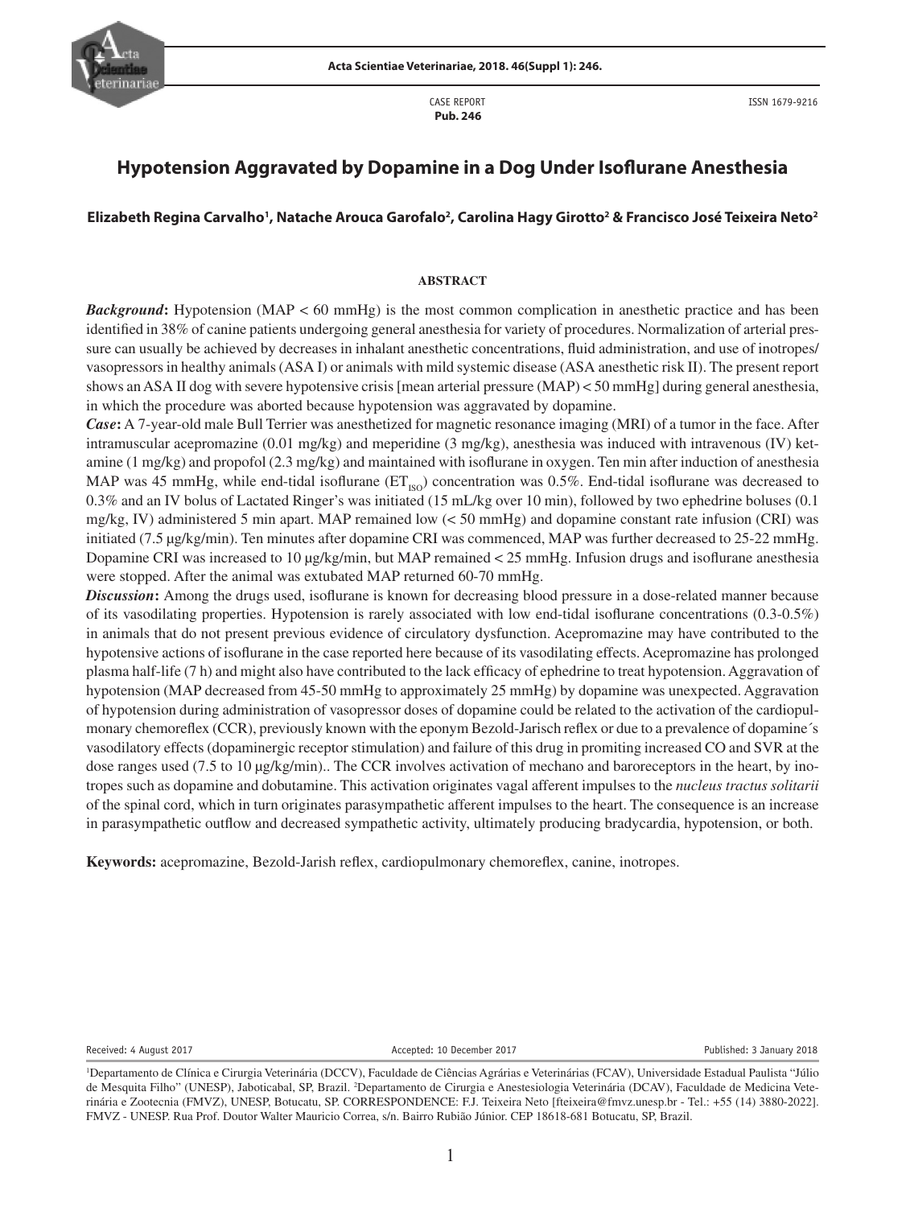CASE REPORT
**Pub. 246**

ISSN 1679-9216

# Hypotension Aggravated by Dopamine in a Dog Under Isoflurane Anesthesia

**Elizabeth Regina Carvalho[1], Natache Arouca Garofalo[2], Carolina Hagy Girotto[2] & Francisco José Teixeira Neto[2]**

## ABSTRACT

***Background*:** Hypotension (MAP < 60 mmHg) is the most common complication in anesthetic practice and has been identified in 38% of canine patients undergoing general anesthesia for variety of procedures. Normalization of arterial pressure can usually be achieved by decreases in inhalant anesthetic concentrations, fluid administration, and use of inotropes/vasopressors in healthy animals (ASA I) or animals with mild systemic disease (ASA anesthetic risk II). The present report shows an ASA II dog with severe hypotensive crisis [mean arterial pressure (MAP) < 50 mmHg] during general anesthesia, in which the procedure was aborted because hypotension was aggravated by dopamine.

***Case*:** A 7-year-old male Bull Terrier was anesthetized for magnetic resonance imaging (MRI) of a tumor in the face. After intramuscular acepromazine (0.01 mg/kg) and meperidine (3 mg/kg), anesthesia was induced with intravenous (IV) ketamine (1 mg/kg) and propofol (2.3 mg/kg) and maintained with isoflurane in oxygen. Ten min after induction of anesthesia MAP was 45 mmHg, while end-tidal isoflurane ($ET_{ISO}$) concentration was 0.5%. End-tidal isoflurane was decreased to 0.3% and an IV bolus of Lactated Ringer's was initiated (15 mL/kg over 10 min), followed by two ephedrine boluses (0.1 mg/kg, IV) administered 5 min apart. MAP remained low (< 50 mmHg) and dopamine constant rate infusion (CRI) was initiated (7.5 µg/kg/min). Ten minutes after dopamine CRI was commenced, MAP was further decreased to 25-22 mmHg. Dopamine CRI was increased to 10 µg/kg/min, but MAP remained < 25 mmHg. Infusion drugs and isoflurane anesthesia were stopped. After the animal was extubated MAP returned 60-70 mmHg.

***Discussion*:** Among the drugs used, isoflurane is known for decreasing blood pressure in a dose-related manner because of its vasodilating properties. Hypotension is rarely associated with low end-tidal isoflurane concentrations (0.3-0.5%) in animals that do not present previous evidence of circulatory dysfunction. Acepromazine may have contributed to the hypotensive actions of isoflurane in the case reported here because of its vasodilating effects. Acepromazine has prolonged plasma half-life (7 h) and might also have contributed to the lack efficacy of ephedrine to treat hypotension. Aggravation of hypotension (MAP decreased from 45-50 mmHg to approximately 25 mmHg) by dopamine was unexpected. Aggravation of hypotension during administration of vasopressor doses of dopamine could be related to the activation of the cardiopulmonary chemoreflex (CCR), previously known with the eponym Bezold-Jarisch reflex or due to a prevalence of dopamine´s vasodilatory effects (dopaminergic receptor stimulation) and failure of this drug in promiting increased CO and SVR at the dose ranges used (7.5 to 10 µg/kg/min).. The CCR involves activation of mechano and baroreceptors in the heart, by inotropes such as dopamine and dobutamine. This activation originates vagal afferent impulses to the *nucleus tractus solitarii* of the spinal cord, which in turn originates parasympathetic afferent impulses to the heart. The consequence is an increase in parasympathetic outflow and decreased sympathetic activity, ultimately producing bradycardia, hypotension, or both.

**Keywords:** acepromazine, Bezold-Jarish reflex, cardiopulmonary chemoreflex, canine, inotropes.

Received: 4 August 2017 Accepted: 10 December 2017 Published: 3 January 2018

[1]Departamento de Clínica e Cirurgia Veterinária (DCCV), Faculdade de Ciências Agrárias e Veterinárias (FCAV), Universidade Estadual Paulista "Júlio de Mesquita Filho" (UNESP), Jaboticabal, SP, Brazil. [2]Departamento de Cirurgia e Anestesiologia Veterinária (DCAV), Faculdade de Medicina Veterinária e Zootecnia (FMVZ), UNESP, Botucatu, SP. CORRESPONDENCE: F.J. Teixeira Neto [fteixeira@fmvz.unesp.br - Tel.: +55 (14) 3880-2022]. FMVZ - UNESP. Rua Prof. Doutor Walter Mauricio Correa, s/n. Bairro Rubião Júnior. CEP 18618-681 Botucatu, SP, Brazil.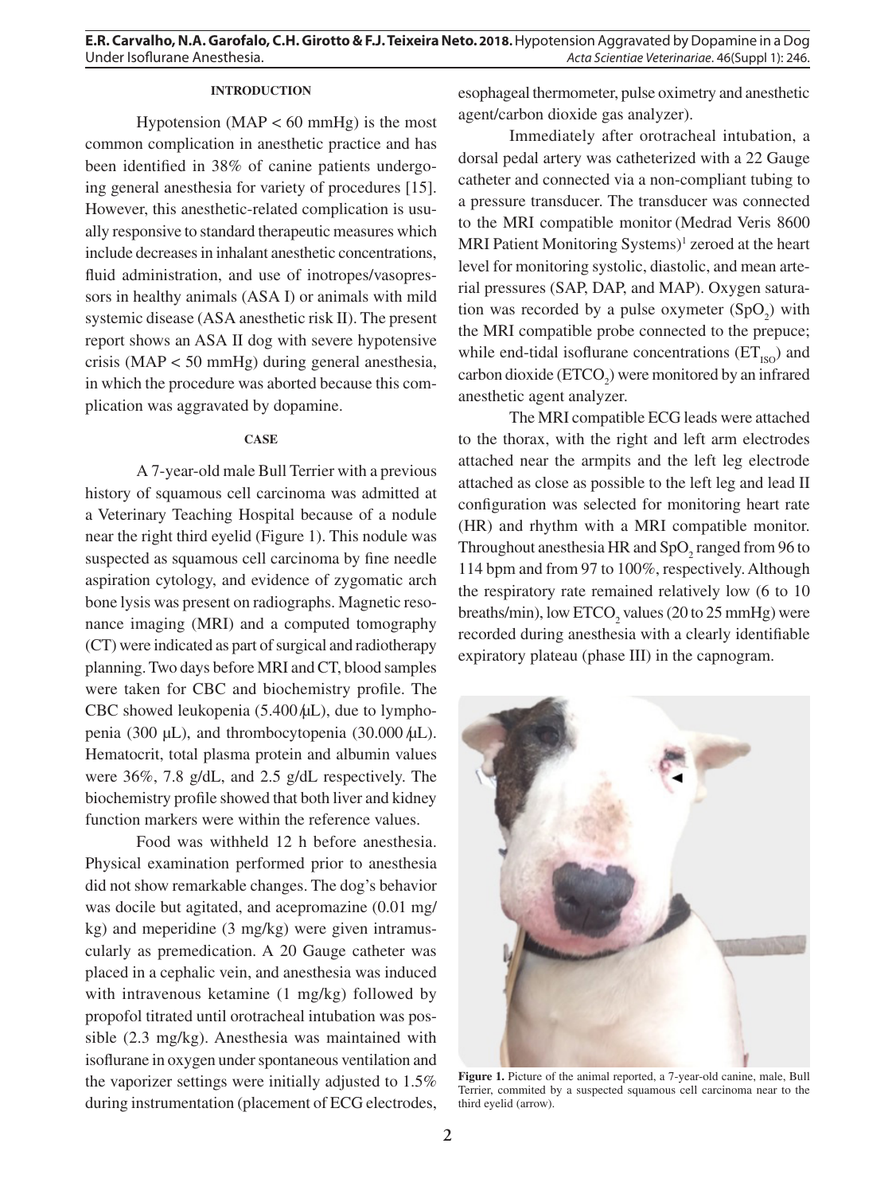## INTRODUCTION

Hypotension (MAP < 60 mmHg) is the most common complication in anesthetic practice and has been identified in 38% of canine patients undergoing general anesthesia for variety of procedures [15]. However, this anesthetic-related complication is usually responsive to standard therapeutic measures which include decreases in inhalant anesthetic concentrations, fluid administration, and use of inotropes/vasopressors in healthy animals (ASA I) or animals with mild systemic disease (ASA anesthetic risk II). The present report shows an ASA II dog with severe hypotensive crisis (MAP < 50 mmHg) during general anesthesia, in which the procedure was aborted because this complication was aggravated by dopamine.

## CASE

A 7-year-old male Bull Terrier with a previous history of squamous cell carcinoma was admitted at a Veterinary Teaching Hospital because of a nodule near the right third eyelid (Figure 1). This nodule was suspected as squamous cell carcinoma by fine needle aspiration cytology, and evidence of zygomatic arch bone lysis was present on radiographs. Magnetic resonance imaging (MRI) and a computed tomography (CT) were indicated as part of surgical and radiotherapy planning. Two days before MRI and CT, blood samples were taken for CBC and biochemistry profile. The CBC showed leukopenia (5.400/µL), due to lymphopenia (300 µL), and thrombocytopenia (30.000/µL). Hematocrit, total plasma protein and albumin values were 36%, 7.8 g/dL, and 2.5 g/dL respectively. The biochemistry profile showed that both liver and kidney function markers were within the reference values.

Food was withheld 12 h before anesthesia. Physical examination performed prior to anesthesia did not show remarkable changes. The dog's behavior was docile but agitated, and acepromazine (0.01 mg/kg) and meperidine (3 mg/kg) were given intramuscularly as premedication. A 20 Gauge catheter was placed in a cephalic vein, and anesthesia was induced with intravenous ketamine (1 mg/kg) followed by propofol titrated until orotracheal intubation was possible (2.3 mg/kg). Anesthesia was maintained with isoflurane in oxygen under spontaneous ventilation and the vaporizer settings were initially adjusted to 1.5% during instrumentation (placement of ECG electrodes, esophageal thermometer, pulse oximetry and anesthetic agent/carbon dioxide gas analyzer).

Immediately after orotracheal intubation, a dorsal pedal artery was catheterized with a 22 Gauge catheter and connected via a non-compliant tubing to a pressure transducer. The transducer was connected to the MRI compatible monitor (Medrad Veris 8600 MRI Patient Monitoring Systems)[1] zeroed at the heart level for monitoring systolic, diastolic, and mean arterial pressures (SAP, DAP, and MAP). Oxygen saturation was recorded by a pulse oxymeter ($SpO_2$) with the MRI compatible probe connected to the prepuce; while end-tidal isoflurane concentrations ($ET_{ISO}$) and carbon dioxide ($ETCO_2$) were monitored by an infrared anesthetic agent analyzer.

The MRI compatible ECG leads were attached to the thorax, with the right and left arm electrodes attached near the armpits and the left leg electrode attached as close as possible to the left leg and lead II configuration was selected for monitoring heart rate (HR) and rhythm with a MRI compatible monitor. Throughout anesthesia HR and $SpO_2$ ranged from 96 to 114 bpm and from 97 to 100%, respectively. Although the respiratory rate remained relatively low (6 to 10 breaths/min), low $ETCO_2$ values (20 to 25 mmHg) were recorded during anesthesia with a clearly identifiable expiratory plateau (phase III) in the capnogram.

**Figure 1.** Picture of the animal reported, a 7-year-old canine, male, Bull Terrier, commited by a suspected squamous cell carcinoma near to the third eyelid (arrow).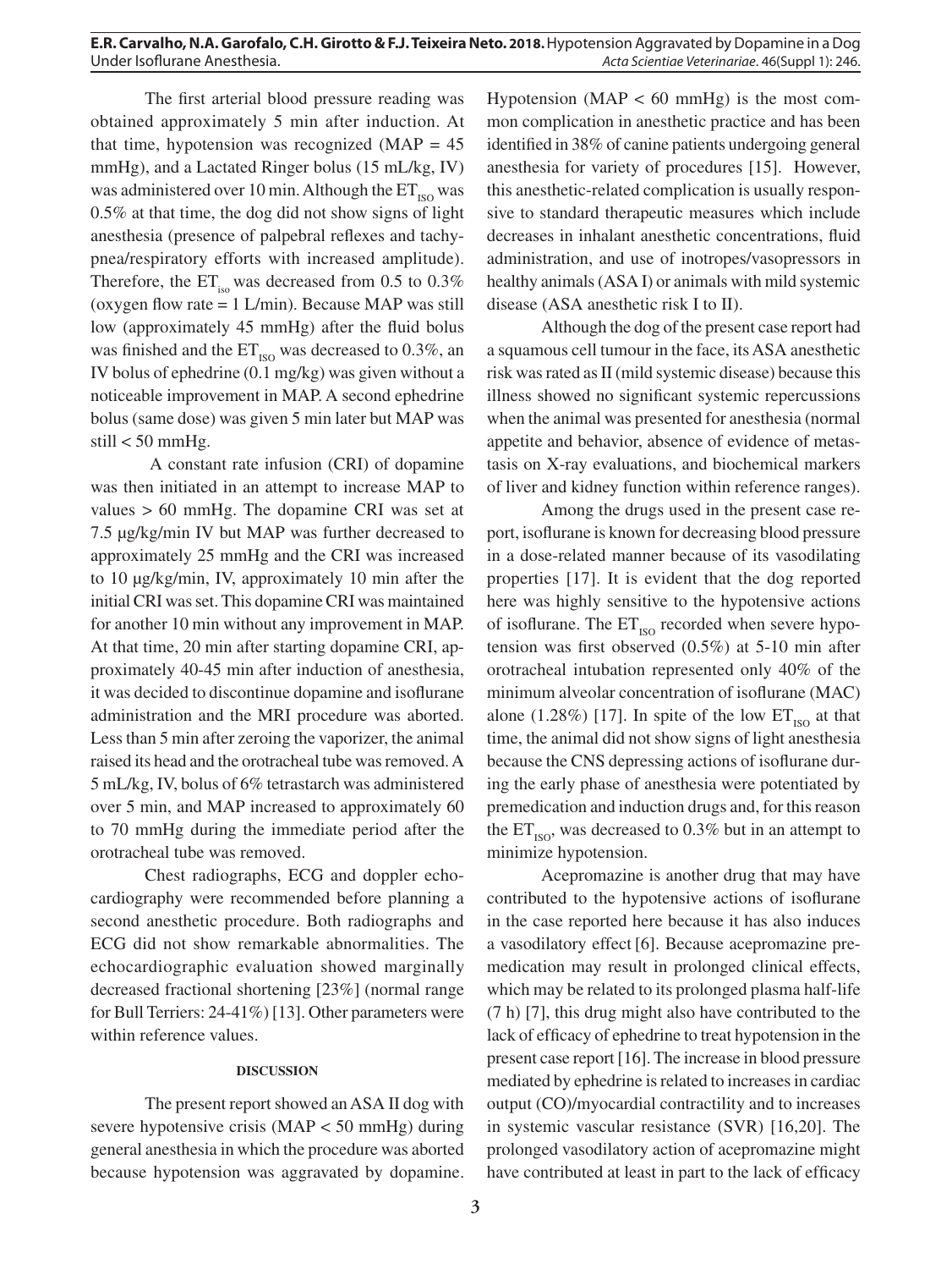The first arterial blood pressure reading was obtained approximately 5 min after induction. At that time, hypotension was recognized (MAP = 45 mmHg), and a Lactated Ringer bolus (15 mL/kg, IV) was administered over 10 min. Although the $ET_{ISO}$ was 0.5% at that time, the dog did not show signs of light anesthesia (presence of palpebral reflexes and tachypnea/respiratory efforts with increased amplitude). Therefore, the $ET_{iso}$ was decreased from 0.5 to 0.3% (oxygen flow rate = 1 L/min). Because MAP was still low (approximately 45 mmHg) after the fluid bolus was finished and the $ET_{ISO}$ was decreased to 0.3%, an IV bolus of ephedrine (0.1 mg/kg) was given without a noticeable improvement in MAP. A second ephedrine bolus (same dose) was given 5 min later but MAP was still < 50 mmHg.

A constant rate infusion (CRI) of dopamine was then initiated in an attempt to increase MAP to values > 60 mmHg. The dopamine CRI was set at 7.5 µg/kg/min IV but MAP was further decreased to approximately 25 mmHg and the CRI was increased to 10 µg/kg/min, IV, approximately 10 min after the initial CRI was set. This dopamine CRI was maintained for another 10 min without any improvement in MAP. At that time, 20 min after starting dopamine CRI, approximately 40-45 min after induction of anesthesia, it was decided to discontinue dopamine and isoflurane administration and the MRI procedure was aborted. Less than 5 min after zeroing the vaporizer, the animal raised its head and the orotracheal tube was removed. A 5 mL/kg, IV, bolus of 6% tetrastarch was administered over 5 min, and MAP increased to approximately 60 to 70 mmHg during the immediate period after the orotracheal tube was removed.

Chest radiographs, ECG and doppler echocardiography were recommended before planning a second anesthetic procedure. Both radiographs and ECG did not show remarkable abnormalities. The echocardiographic evaluation showed marginally decreased fractional shortening [23%] (normal range for Bull Terriers: 24-41%) [13]. Other parameters were within reference values.

## DISCUSSION

The present report showed an ASA II dog with severe hypotensive crisis (MAP < 50 mmHg) during general anesthesia in which the procedure was aborted because hypotension was aggravated by dopamine. Hypotension (MAP < 60 mmHg) is the most common complication in anesthetic practice and has been identified in 38% of canine patients undergoing general anesthesia for variety of procedures [15]. However, this anesthetic-related complication is usually responsive to standard therapeutic measures which include decreases in inhalant anesthetic concentrations, fluid administration, and use of inotropes/vasopressors in healthy animals (ASA I) or animals with mild systemic disease (ASA anesthetic risk I to II).

Although the dog of the present case report had a squamous cell tumour in the face, its ASA anesthetic risk was rated as II (mild systemic disease) because this illness showed no significant systemic repercussions when the animal was presented for anesthesia (normal appetite and behavior, absence of evidence of metastasis on X-ray evaluations, and biochemical markers of liver and kidney function within reference ranges).

Among the drugs used in the present case report, isoflurane is known for decreasing blood pressure in a dose-related manner because of its vasodilating properties [17]. It is evident that the dog reported here was highly sensitive to the hypotensive actions of isoflurane. The $ET_{ISO}$ recorded when severe hypotension was first observed (0.5%) at 5-10 min after orotracheal intubation represented only 40% of the minimum alveolar concentration of isoflurane (MAC) alone (1.28%) [17]. In spite of the low $ET_{ISO}$ at that time, the animal did not show signs of light anesthesia because the CNS depressing actions of isoflurane during the early phase of anesthesia were potentiated by premedication and induction drugs and, for this reason the $ET_{ISO}$, was decreased to 0.3% but in an attempt to minimize hypotension.

Acepromazine is another drug that may have contributed to the hypotensive actions of isoflurane in the case reported here because it has also induces a vasodilatory effect [6]. Because acepromazine premedication may result in prolonged clinical effects, which may be related to its prolonged plasma half-life (7 h) [7], this drug might also have contributed to the lack of efficacy of ephedrine to treat hypotension in the present case report [16]. The increase in blood pressure mediated by ephedrine is related to increases in cardiac output (CO)/myocardial contractility and to increases in systemic vascular resistance (SVR) [16,20]. The prolonged vasodilatory action of acepromazine might have contributed at least in part to the lack of efficacy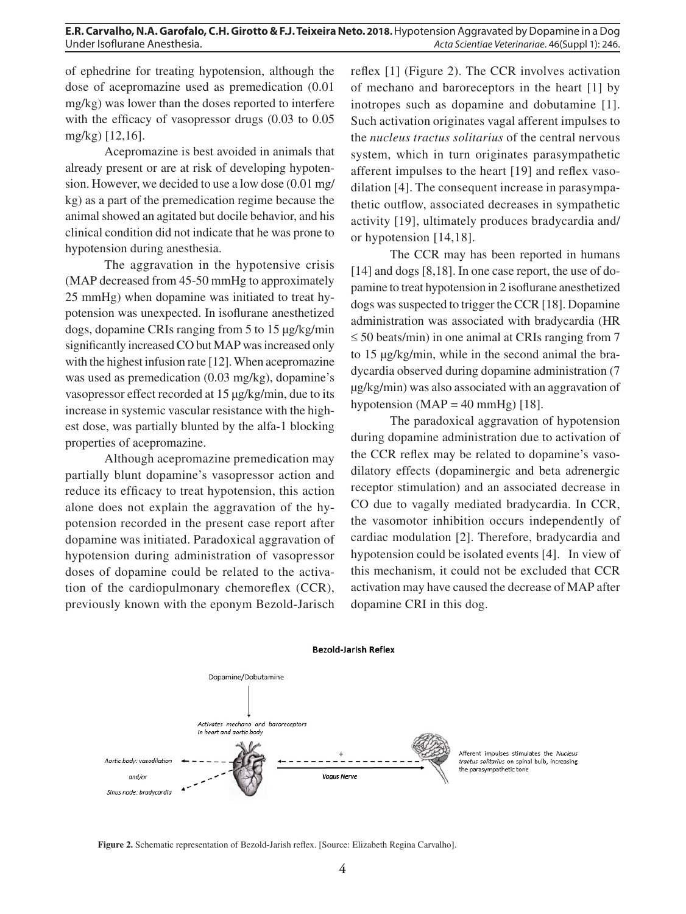of ephedrine for treating hypotension, although the dose of acepromazine used as premedication (0.01 mg/kg) was lower than the doses reported to interfere with the efficacy of vasopressor drugs (0.03 to 0.05 mg/kg) [12,16].

Acepromazine is best avoided in animals that already present or are at risk of developing hypotension. However, we decided to use a low dose (0.01 mg/kg) as a part of the premedication regime because the animal showed an agitated but docile behavior, and his clinical condition did not indicate that he was prone to hypotension during anesthesia.

The aggravation in the hypotensive crisis (MAP decreased from 45-50 mmHg to approximately 25 mmHg) when dopamine was initiated to treat hypotension was unexpected. In isoflurane anesthetized dogs, dopamine CRIs ranging from 5 to 15 µg/kg/min significantly increased CO but MAP was increased only with the highest infusion rate [12]. When acepromazine was used as premedication (0.03 mg/kg), dopamine's vasopressor effect recorded at 15 µg/kg/min, due to its increase in systemic vascular resistance with the highest dose, was partially blunted by the alfa-1 blocking properties of acepromazine.

Although acepromazine premedication may partially blunt dopamine's vasopressor action and reduce its efficacy to treat hypotension, this action alone does not explain the aggravation of the hypotension recorded in the present case report after dopamine was initiated. Paradoxical aggravation of hypotension during administration of vasopressor doses of dopamine could be related to the activation of the cardiopulmonary chemoreflex (CCR), previously known with the eponym Bezold-Jarisch reflex [1] (Figure 2). The CCR involves activation of mechano and baroreceptors in the heart [1] by inotropes such as dopamine and dobutamine [1]. Such activation originates vagal afferent impulses to the *nucleus tractus solitarius* of the central nervous system, which in turn originates parasympathetic afferent impulses to the heart [19] and reflex vasodilation [4]. The consequent increase in parasympathetic outflow, associated decreases in sympathetic activity [19], ultimately produces bradycardia and/or hypotension [14,18].

The CCR may has been reported in humans [14] and dogs [8,18]. In one case report, the use of dopamine to treat hypotension in 2 isoflurane anesthetized dogs was suspected to trigger the CCR [18]. Dopamine administration was associated with bradycardia (HR ≤ 50 beats/min) in one animal at CRIs ranging from 7 to 15 µg/kg/min, while in the second animal the bradycardia observed during dopamine administration (7 µg/kg/min) was also associated with an aggravation of hypotension (MAP = 40 mmHg) [18].

The paradoxical aggravation of hypotension during dopamine administration due to activation of the CCR reflex may be related to dopamine's vasodilatory effects (dopaminergic and beta adrenergic receptor stimulation) and an associated decrease in CO due to vagally mediated bradycardia. In CCR, the vasomotor inhibition occurs independently of cardiac modulation [2]. Therefore, bradycardia and hypotension could be isolated events [4]. In view of this mechanism, it could not be excluded that CCR activation may have caused the decrease of MAP after dopamine CRI in this dog.

**Bezold-Jarish Reflex**

Dopamine/Dobutamine → *Activates mechano and baroreceptors in heart and aortic body*

*Aortic body: vasodilation* and/or *Sinus node: bradycardia*

*Vagus Nerve*

Afferent impulses stimulates the *Nucleus tractus solitarius* on spinal bulb, increasing the parasympathetic tone

**Figure 2.** Schematic representation of Bezold-Jarish reflex. [Source: Elizabeth Regina Carvalho].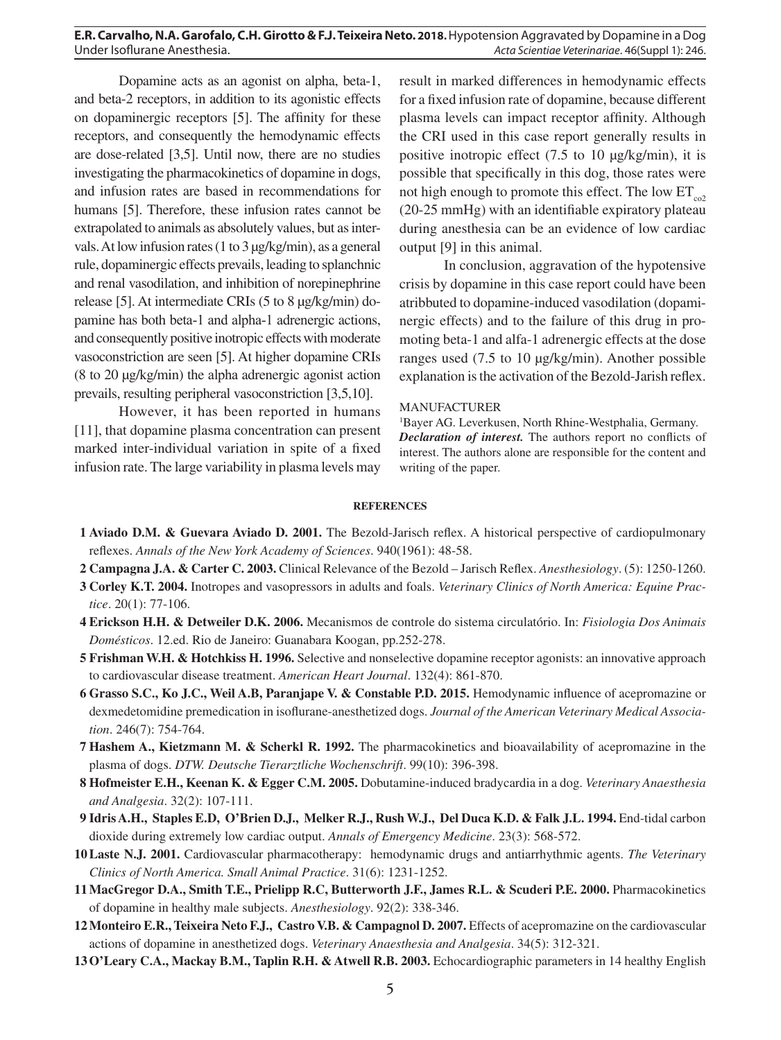Dopamine acts as an agonist on alpha, beta-1, and beta-2 receptors, in addition to its agonistic effects on dopaminergic receptors [5]. The affinity for these receptors, and consequently the hemodynamic effects are dose-related [3,5]. Until now, there are no studies investigating the pharmacokinetics of dopamine in dogs, and infusion rates are based in recommendations for humans [5]. Therefore, these infusion rates cannot be extrapolated to animals as absolutely values, but as intervals. At low infusion rates (1 to 3 µg/kg/min), as a general rule, dopaminergic effects prevails, leading to splanchnic and renal vasodilation, and inhibition of norepinephrine release [5]. At intermediate CRIs (5 to 8 µg/kg/min) dopamine has both beta-1 and alpha-1 adrenergic actions, and consequently positive inotropic effects with moderate vasoconstriction are seen [5]. At higher dopamine CRIs (8 to 20 µg/kg/min) the alpha adrenergic agonist action prevails, resulting peripheral vasoconstriction [3,5,10].

However, it has been reported in humans [11], that dopamine plasma concentration can present marked inter-individual variation in spite of a fixed infusion rate. The large variability in plasma levels may result in marked differences in hemodynamic effects for a fixed infusion rate of dopamine, because different plasma levels can impact receptor affinity. Although the CRI used in this case report generally results in positive inotropic effect (7.5 to 10 µg/kg/min), it is possible that specifically in this dog, those rates were not high enough to promote this effect. The low $ET_{co2}$ (20-25 mmHg) with an identifiable expiratory plateau during anesthesia can be an evidence of low cardiac output [9] in this animal.

In conclusion, aggravation of the hypotensive crisis by dopamine in this case report could have been atribbuted to dopamine-induced vasodilation (dopaminergic effects) and to the failure of this drug in promoting beta-1 and alfa-1 adrenergic effects at the dose ranges used (7.5 to 10 µg/kg/min). Another possible explanation is the activation of the Bezold-Jarish reflex.

MANUFACTURER

[1]Bayer AG. Leverkusen, North Rhine-Westphalia, Germany.

***Declaration of interest.*** The authors report no conflicts of interest. The authors alone are responsible for the content and writing of the paper.

**REFERENCES**

**1 Aviado D.M. & Guevara Aviado D. 2001.** The Bezold-Jarisch reflex. A historical perspective of cardiopulmonary reflexes. *Annals of the New York Academy of Sciences*. 940(1961): 48-58.

**2 Campagna J.A. & Carter C. 2003.** Clinical Relevance of the Bezold – Jarisch Reflex. *Anesthesiology*. (5): 1250-1260.

**3 Corley K.T. 2004.** Inotropes and vasopressors in adults and foals. *Veterinary Clinics of North America: Equine Practice*. 20(1): 77-106.

**4 Erickson H.H. & Detweiler D.K. 2006.** Mecanismos de controle do sistema circulatório. In: *Fisiologia Dos Animais Domésticos*. 12.ed. Rio de Janeiro: Guanabara Koogan, pp.252-278.

**5 Frishman W.H. & Hotchkiss H. 1996.** Selective and nonselective dopamine receptor agonists: an innovative approach to cardiovascular disease treatment. *American Heart Journal*. 132(4): 861-870.

**6 Grasso S.C., Ko J.C., Weil A.B, Paranjape V. & Constable P.D. 2015.** Hemodynamic influence of acepromazine or dexmedetomidine premedication in isoflurane-anesthetized dogs. *Journal of the American Veterinary Medical Association*. 246(7): 754-764.

**7 Hashem A., Kietzmann M. & Scherkl R. 1992.** The pharmacokinetics and bioavailability of acepromazine in the plasma of dogs. *DTW. Deutsche Tierarztliche Wochenschrift*. 99(10): 396-398.

**8 Hofmeister E.H., Keenan K. & Egger C.M. 2005.** Dobutamine-induced bradycardia in a dog. *Veterinary Anaesthesia and Analgesia*. 32(2): 107-111.

**9 Idris A.H., Staples E.D, O'Brien D.J., Melker R.J., Rush W.J., Del Duca K.D. & Falk J.L. 1994.** End-tidal carbon dioxide during extremely low cardiac output. *Annals of Emergency Medicine*. 23(3): 568-572.

**10 Laste N.J. 2001.** Cardiovascular pharmacotherapy: hemodynamic drugs and antiarrhythmic agents. *The Veterinary Clinics of North America. Small Animal Practice*. 31(6): 1231-1252.

**11 MacGregor D.A., Smith T.E., Prielipp R.C, Butterworth J.F., James R.L. & Scuderi P.E. 2000.** Pharmacokinetics of dopamine in healthy male subjects. *Anesthesiology*. 92(2): 338-346.

**12 Monteiro E.R., Teixeira Neto F.J., Castro V.B. & Campagnol D. 2007.** Effects of acepromazine on the cardiovascular actions of dopamine in anesthetized dogs. *Veterinary Anaesthesia and Analgesia*. 34(5): 312-321.

**13 O'Leary C.A., Mackay B.M., Taplin R.H. & Atwell R.B. 2003.** Echocardiographic parameters in 14 healthy English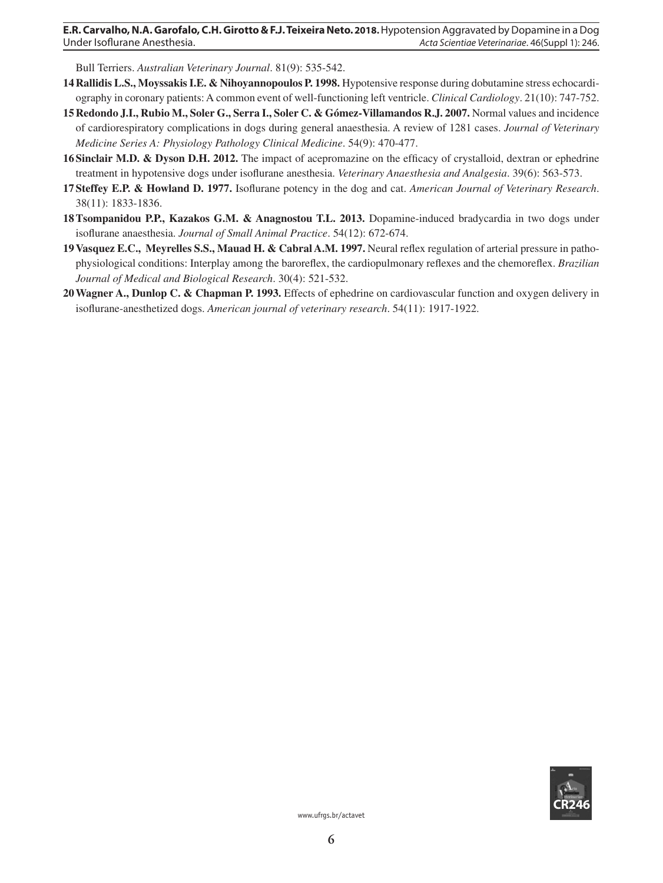Bull Terriers. *Australian Veterinary Journal*. 81(9): 535-542.

**14 Rallidis L.S., Moyssakis I.E. & Nihoyannopoulos P. 1998.** Hypotensive response during dobutamine stress echocardiography in coronary patients: A common event of well-functioning left ventricle. *Clinical Cardiology*. 21(10): 747-752.

**15 Redondo J.I., Rubio M., Soler G., Serra I., Soler C. & Gómez-Villamandos R.J. 2007.** Normal values and incidence of cardiorespiratory complications in dogs during general anaesthesia. A review of 1281 cases. *Journal of Veterinary Medicine Series A: Physiology Pathology Clinical Medicine*. 54(9): 470-477.

**16 Sinclair M.D. & Dyson D.H. 2012.** The impact of acepromazine on the efficacy of crystalloid, dextran or ephedrine treatment in hypotensive dogs under isoflurane anesthesia. *Veterinary Anaesthesia and Analgesia*. 39(6): 563-573.

**17 Steffey E.P. & Howland D. 1977.** Isoflurane potency in the dog and cat. *American Journal of Veterinary Research*. 38(11): 1833-1836.

**18 Tsompanidou P.P., Kazakos G.M. & Anagnostou T.L. 2013.** Dopamine-induced bradycardia in two dogs under isoflurane anaesthesia. *Journal of Small Animal Practice*. 54(12): 672-674.

**19 Vasquez E.C., Meyrelles S.S., Mauad H. & Cabral A.M. 1997.** Neural reflex regulation of arterial pressure in pathophysiological conditions: Interplay among the baroreflex, the cardiopulmonary reflexes and the chemoreflex. *Brazilian Journal of Medical and Biological Research*. 30(4): 521-532.

**20 Wagner A., Dunlop C. & Chapman P. 1993.** Effects of ephedrine on cardiovascular function and oxygen delivery in isoflurane-anesthetized dogs. *American journal of veterinary research*. 54(11): 1917-1922.

CR246

www.ufrgs.br/actavet